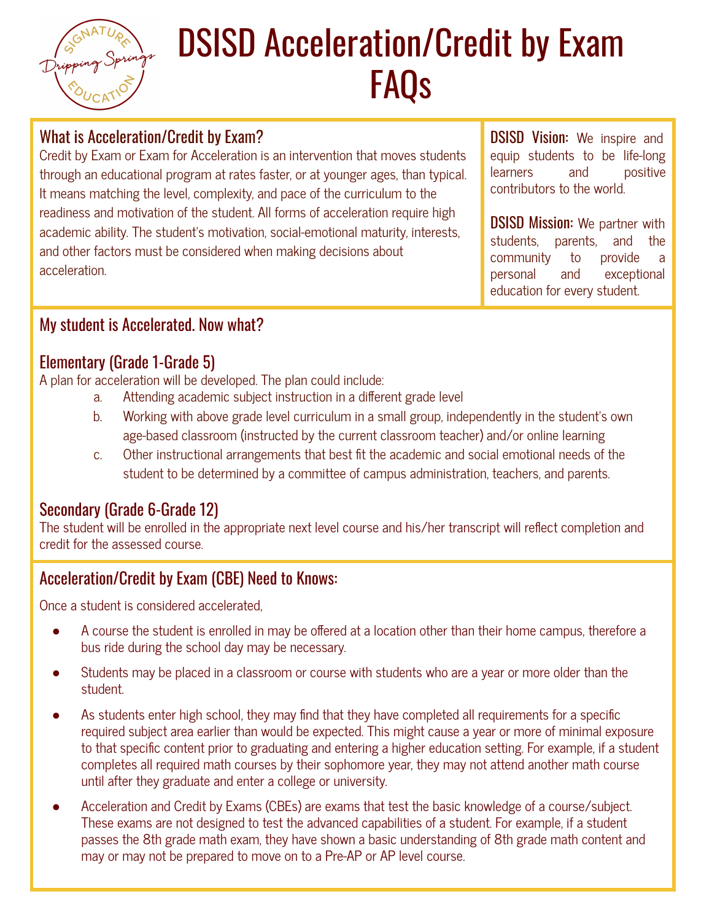# DSISD Acceleration/Credit by Exam FAQs

## What is Acceleration/Credit by Exam?

Credit by Exam or Exam for Acceleration is an intervention that moves students through an educational program at rates faster, or at younger ages, than typical. It means matching the level, complexity, and pace of the curriculum to the readiness and motivation of the student. All forms of acceleration require high academic ability. The student's motivation, social-emotional maturity, interests, and other factors must be considered when making decisions about acceleration.

**DSISD Vision:** We inspire and equip students to be life-long learners and positive contributors to the world.

**DSISD Mission:** We partner with students, parents, and the community to provide a personal and exceptional education for every student.

## My student is Accelerated. Now what?

### Elementary (Grade 1-Grade 5)

A plan for acceleration will be developed. The plan could include:

a. Attending academic subject instruction in a different grade level
b. Working with above grade level curriculum in a small group, independently in the student's own age-based classroom (instructed by the current classroom teacher) and/or online learning
c. Other instructional arrangements that best fit the academic and social emotional needs of the student to be determined by a committee of campus administration, teachers, and parents.

### Secondary (Grade 6-Grade 12)

The student will be enrolled in the appropriate next level course and his/her transcript will reflect completion and credit for the assessed course.

## Acceleration/Credit by Exam (CBE) Need to Knows:

Once a student is considered accelerated,

- A course the student is enrolled in may be offered at a location other than their home campus, therefore a bus ride during the school day may be necessary.
- Students may be placed in a classroom or course with students who are a year or more older than the student.
- As students enter high school, they may find that they have completed all requirements for a specific required subject area earlier than would be expected. This might cause a year or more of minimal exposure to that specific content prior to graduating and entering a higher education setting. For example, if a student completes all required math courses by their sophomore year, they may not attend another math course until after they graduate and enter a college or university.
- Acceleration and Credit by Exams (CBEs) are exams that test the basic knowledge of a course/subject. These exams are not designed to test the advanced capabilities of a student. For example, if a student passes the 8th grade math exam, they have shown a basic understanding of 8th grade math content and may or may not be prepared to move on to a Pre-AP or AP level course.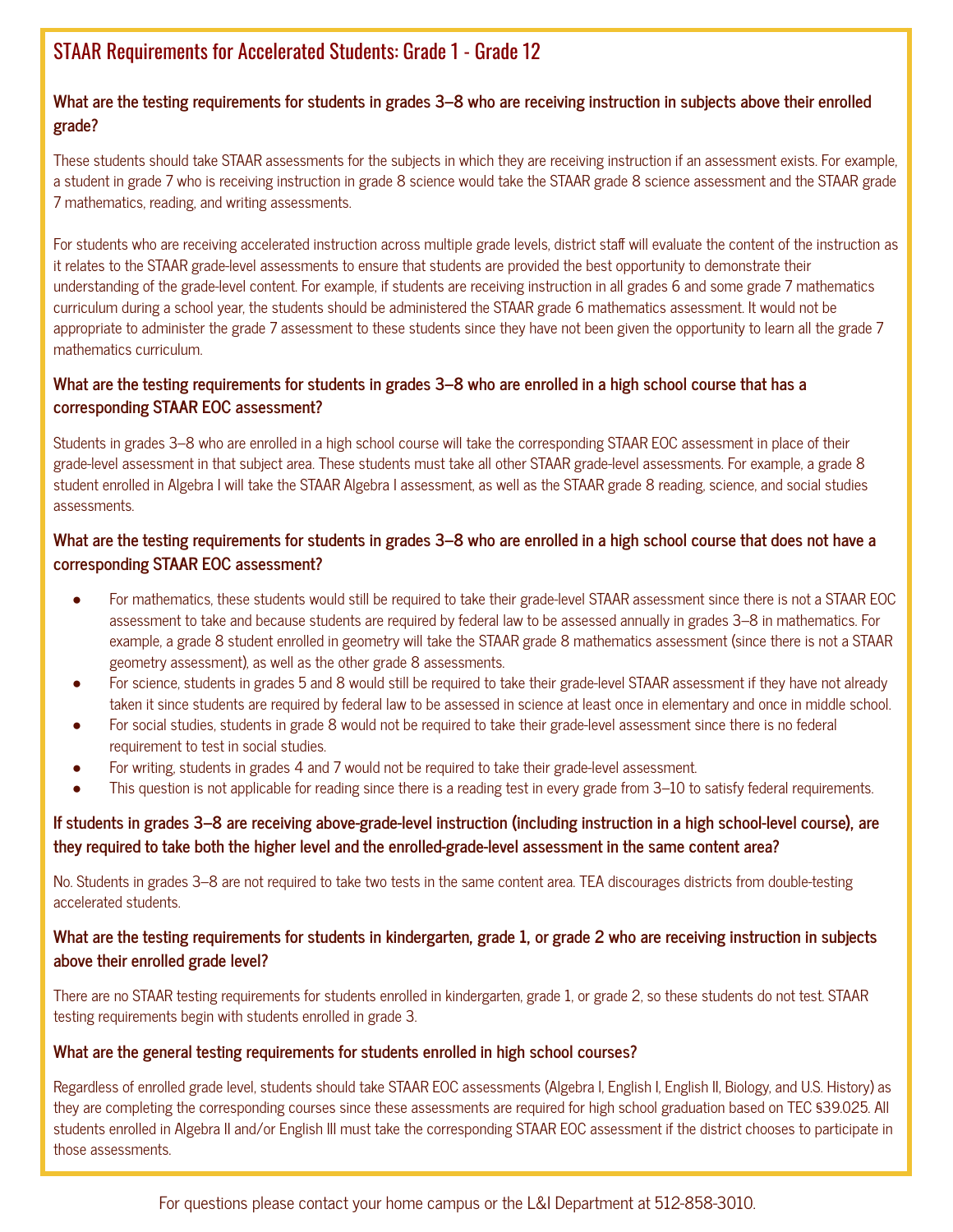## STAAR Requirements for Accelerated Students: Grade 1 - Grade 12

### What are the testing requirements for students in grades 3–8 who are receiving instruction in subjects above their enrolled grade?

These students should take STAAR assessments for the subjects in which they are receiving instruction if an assessment exists. For example, a student in grade 7 who is receiving instruction in grade 8 science would take the STAAR grade 8 science assessment and the STAAR grade 7 mathematics, reading, and writing assessments.

For students who are receiving accelerated instruction across multiple grade levels, district staff will evaluate the content of the instruction as it relates to the STAAR grade-level assessments to ensure that students are provided the best opportunity to demonstrate their understanding of the grade-level content. For example, if students are receiving instruction in all grades 6 and some grade 7 mathematics curriculum during a school year, the students should be administered the STAAR grade 6 mathematics assessment. It would not be appropriate to administer the grade 7 assessment to these students since they have not been given the opportunity to learn all the grade 7 mathematics curriculum.

### What are the testing requirements for students in grades 3–8 who are enrolled in a high school course that has a corresponding STAAR EOC assessment?

Students in grades 3–8 who are enrolled in a high school course will take the corresponding STAAR EOC assessment in place of their grade-level assessment in that subject area. These students must take all other STAAR grade-level assessments. For example, a grade 8 student enrolled in Algebra I will take the STAAR Algebra I assessment, as well as the STAAR grade 8 reading, science, and social studies assessments.

### What are the testing requirements for students in grades 3–8 who are enrolled in a high school course that does not have a corresponding STAAR EOC assessment?

- For mathematics, these students would still be required to take their grade-level STAAR assessment since there is not a STAAR EOC assessment to take and because students are required by federal law to be assessed annually in grades 3–8 in mathematics. For example, a grade 8 student enrolled in geometry will take the STAAR grade 8 mathematics assessment (since there is not a STAAR geometry assessment), as well as the other grade 8 assessments.
- For science, students in grades 5 and 8 would still be required to take their grade-level STAAR assessment if they have not already taken it since students are required by federal law to be assessed in science at least once in elementary and once in middle school.
- For social studies, students in grade 8 would not be required to take their grade-level assessment since there is no federal requirement to test in social studies.
- For writing, students in grades 4 and 7 would not be required to take their grade-level assessment.
- This question is not applicable for reading since there is a reading test in every grade from 3–10 to satisfy federal requirements.

### If students in grades 3–8 are receiving above-grade-level instruction (including instruction in a high school-level course), are they required to take both the higher level and the enrolled-grade-level assessment in the same content area?

No. Students in grades 3–8 are not required to take two tests in the same content area. TEA discourages districts from double-testing accelerated students.

### What are the testing requirements for students in kindergarten, grade 1, or grade 2 who are receiving instruction in subjects above their enrolled grade level?

There are no STAAR testing requirements for students enrolled in kindergarten, grade 1, or grade 2, so these students do not test. STAAR testing requirements begin with students enrolled in grade 3.

### What are the general testing requirements for students enrolled in high school courses?

Regardless of enrolled grade level, students should take STAAR EOC assessments (Algebra I, English I, English II, Biology, and U.S. History) as they are completing the corresponding courses since these assessments are required for high school graduation based on TEC §39.025. All students enrolled in Algebra II and/or English III must take the corresponding STAAR EOC assessment if the district chooses to participate in those assessments.

For questions please contact your home campus or the L&I Department at 512-858-3010.